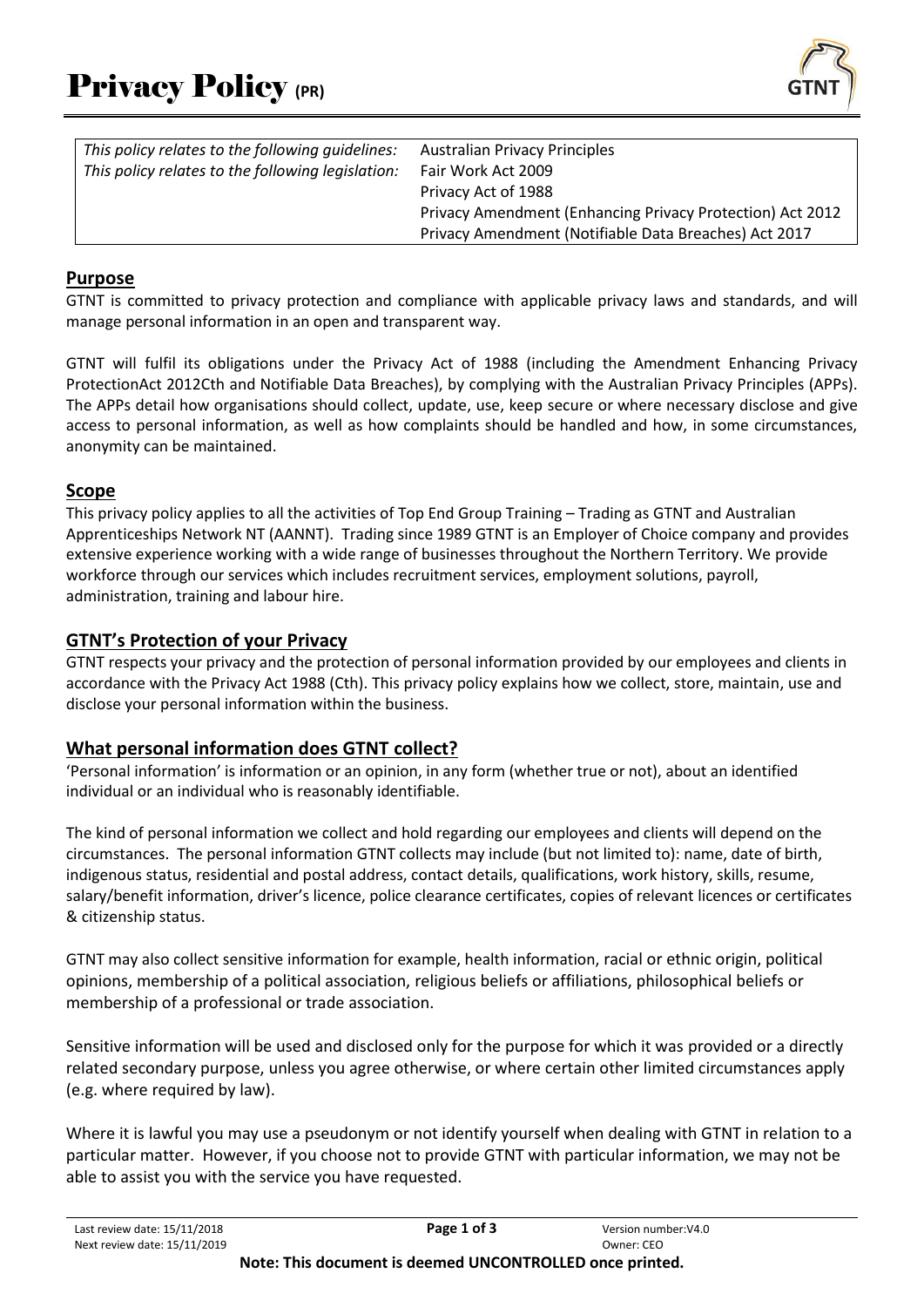# Privacy Policy (PR)

| *This policy relates to the following guidelines:* | Australian Privacy Principles |
|---|---|
| *This policy relates to the following legislation:* | Fair Work Act 2009 |
| | Privacy Act of 1988 |
| | Privacy Amendment (Enhancing Privacy Protection) Act 2012 |
| | Privacy Amendment (Notifiable Data Breaches) Act 2017 |

## Purpose

GTNT is committed to privacy protection and compliance with applicable privacy laws and standards, and will manage personal information in an open and transparent way.

GTNT will fulfil its obligations under the Privacy Act of 1988 (including the Amendment Enhancing Privacy ProtectionAct 2012Cth and Notifiable Data Breaches), by complying with the Australian Privacy Principles (APPs). The APPs detail how organisations should collect, update, use, keep secure or where necessary disclose and give access to personal information, as well as how complaints should be handled and how, in some circumstances, anonymity can be maintained.

## Scope

This privacy policy applies to all the activities of Top End Group Training – Trading as GTNT and Australian Apprenticeships Network NT (AANNT). Trading since 1989 GTNT is an Employer of Choice company and provides extensive experience working with a wide range of businesses throughout the Northern Territory. We provide workforce through our services which includes recruitment services, employment solutions, payroll, administration, training and labour hire.

## GTNT's Protection of your Privacy

GTNT respects your privacy and the protection of personal information provided by our employees and clients in accordance with the Privacy Act 1988 (Cth). This privacy policy explains how we collect, store, maintain, use and disclose your personal information within the business.

## What personal information does GTNT collect?

'Personal information' is information or an opinion, in any form (whether true or not), about an identified individual or an individual who is reasonably identifiable.

The kind of personal information we collect and hold regarding our employees and clients will depend on the circumstances. The personal information GTNT collects may include (but not limited to): name, date of birth, indigenous status, residential and postal address, contact details, qualifications, work history, skills, resume, salary/benefit information, driver's licence, police clearance certificates, copies of relevant licences or certificates & citizenship status.

GTNT may also collect sensitive information for example, health information, racial or ethnic origin, political opinions, membership of a political association, religious beliefs or affiliations, philosophical beliefs or membership of a professional or trade association.

Sensitive information will be used and disclosed only for the purpose for which it was provided or a directly related secondary purpose, unless you agree otherwise, or where certain other limited circumstances apply (e.g. where required by law).

Where it is lawful you may use a pseudonym or not identify yourself when dealing with GTNT in relation to a particular matter. However, if you choose not to provide GTNT with particular information, we may not be able to assist you with the service you have requested.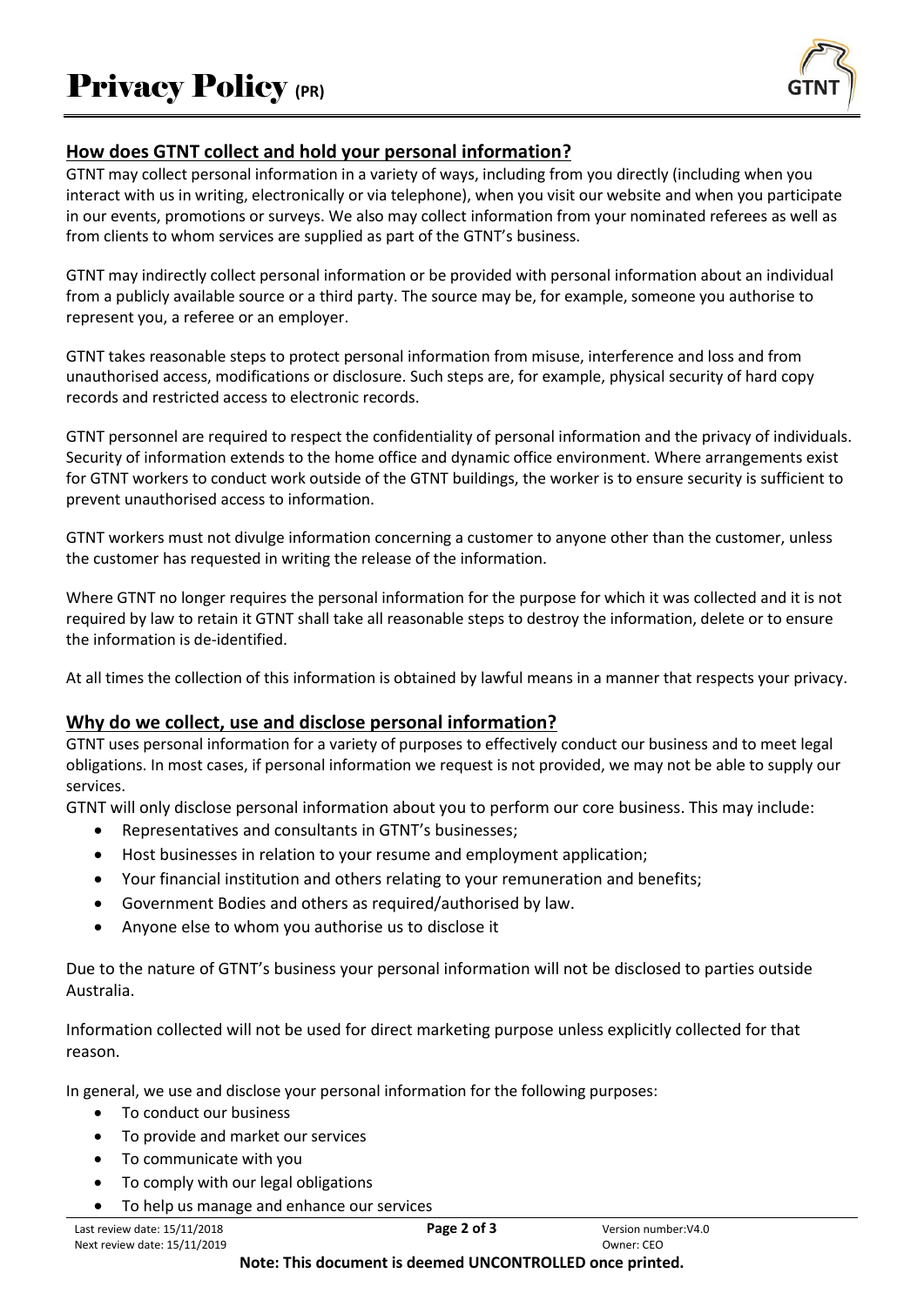## How does GTNT collect and hold your personal information?

GTNT may collect personal information in a variety of ways, including from you directly (including when you interact with us in writing, electronically or via telephone), when you visit our website and when you participate in our events, promotions or surveys. We also may collect information from your nominated referees as well as from clients to whom services are supplied as part of the GTNT's business.

GTNT may indirectly collect personal information or be provided with personal information about an individual from a publicly available source or a third party. The source may be, for example, someone you authorise to represent you, a referee or an employer.

GTNT takes reasonable steps to protect personal information from misuse, interference and loss and from unauthorised access, modifications or disclosure. Such steps are, for example, physical security of hard copy records and restricted access to electronic records.

GTNT personnel are required to respect the confidentiality of personal information and the privacy of individuals. Security of information extends to the home office and dynamic office environment. Where arrangements exist for GTNT workers to conduct work outside of the GTNT buildings, the worker is to ensure security is sufficient to prevent unauthorised access to information.

GTNT workers must not divulge information concerning a customer to anyone other than the customer, unless the customer has requested in writing the release of the information.

Where GTNT no longer requires the personal information for the purpose for which it was collected and it is not required by law to retain it GTNT shall take all reasonable steps to destroy the information, delete or to ensure the information is de-identified.

At all times the collection of this information is obtained by lawful means in a manner that respects your privacy.

## Why do we collect, use and disclose personal information?

GTNT uses personal information for a variety of purposes to effectively conduct our business and to meet legal obligations. In most cases, if personal information we request is not provided, we may not be able to supply our services.

GTNT will only disclose personal information about you to perform our core business. This may include:

- Representatives and consultants in GTNT's businesses;
- Host businesses in relation to your resume and employment application;
- Your financial institution and others relating to your remuneration and benefits;
- Government Bodies and others as required/authorised by law.
- Anyone else to whom you authorise us to disclose it

Due to the nature of GTNT's business your personal information will not be disclosed to parties outside Australia.

Information collected will not be used for direct marketing purpose unless explicitly collected for that reason.

In general, we use and disclose your personal information for the following purposes:

- To conduct our business
- To provide and market our services
- To communicate with you
- To comply with our legal obligations
- To help us manage and enhance our services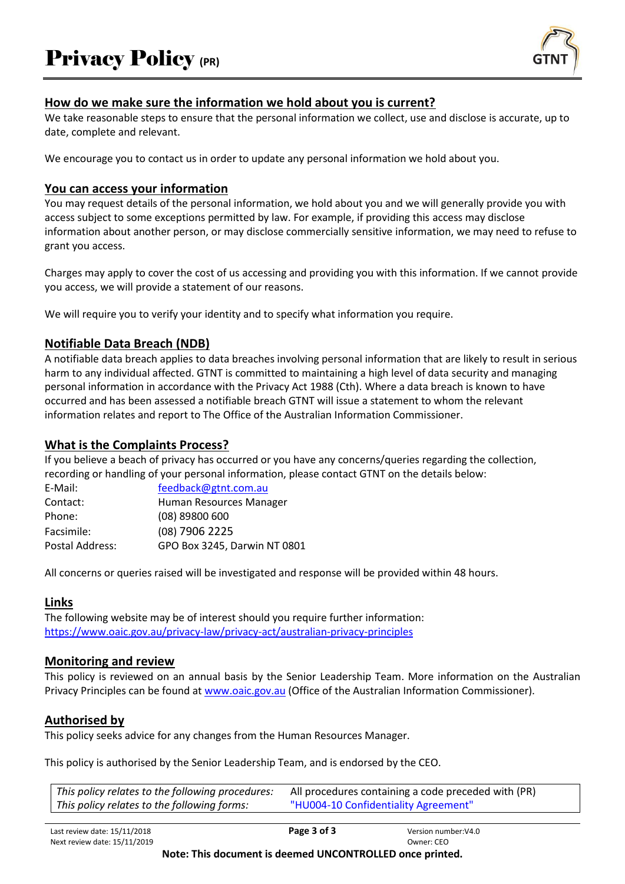## How do we make sure the information we hold about you is current?

We take reasonable steps to ensure that the personal information we collect, use and disclose is accurate, up to date, complete and relevant.

We encourage you to contact us in order to update any personal information we hold about you.

## You can access your information

You may request details of the personal information, we hold about you and we will generally provide you with access subject to some exceptions permitted by law. For example, if providing this access may disclose information about another person, or may disclose commercially sensitive information, we may need to refuse to grant you access.

Charges may apply to cover the cost of us accessing and providing you with this information. If we cannot provide you access, we will provide a statement of our reasons.

We will require you to verify your identity and to specify what information you require.

## Notifiable Data Breach (NDB)

A notifiable data breach applies to data breaches involving personal information that are likely to result in serious harm to any individual affected. GTNT is committed to maintaining a high level of data security and managing personal information in accordance with the Privacy Act 1988 (Cth). Where a data breach is known to have occurred and has been assessed a notifiable breach GTNT will issue a statement to whom the relevant information relates and report to The Office of the Australian Information Commissioner.

## What is the Complaints Process?

If you believe a beach of privacy has occurred or you have any concerns/queries regarding the collection, recording or handling of your personal information, please contact GTNT on the details below:

| | |
|---|---|
| E-Mail: | feedback@gtnt.com.au |
| Contact: | Human Resources Manager |
| Phone: | (08) 89800 600 |
| Facsimile: | (08) 7906 2225 |
| Postal Address: | GPO Box 3245, Darwin NT 0801 |

All concerns or queries raised will be investigated and response will be provided within 48 hours.

## Links

The following website may be of interest should you require further information:
https://www.oaic.gov.au/privacy-law/privacy-act/australian-privacy-principles

## Monitoring and review

This policy is reviewed on an annual basis by the Senior Leadership Team. More information on the Australian Privacy Principles can be found at www.oaic.gov.au (Office of the Australian Information Commissioner).

## Authorised by

This policy seeks advice for any changes from the Human Resources Manager.

This policy is authorised by the Senior Leadership Team, and is endorsed by the CEO.

| | |
|---|---|
| *This policy relates to the following procedures:* | All procedures containing a code preceded with (PR) |
| *This policy relates to the following forms:* | "HU004-10 Confidentiality Agreement" |

Last review date: 15/11/2018
Next review date: 15/11/2019
Version number:V4.0
Owner: CEO

**Note: This document is deemed UNCONTROLLED once printed.**